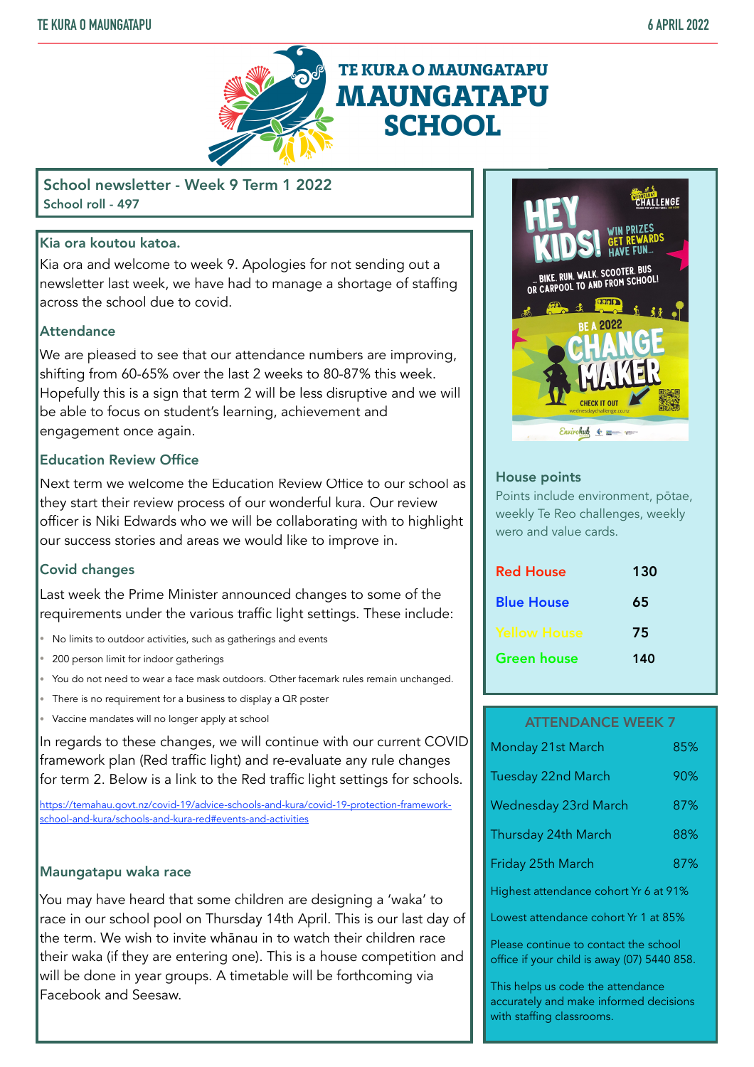# TE KURA O MAUNGATAPU MAUNGATAPU SCHOOL

## School newsletter - Week 9 Term 1 2022

School roll - 497

### Kia ora koutou katoa.

Kia ora and welcome to week 9. Apologies for not sending out a newsletter last week, we have had to manage a shortage of staffing across the school due to covid.

### Attendance

We are pleased to see that our attendance numbers are improving, shifting from 60-65% over the last 2 weeks to 80-87% this week. Hopefully this is a sign that term 2 will be less disruptive and we will be able to focus on student's learning, achievement and engagement once again.

### Education Review Office

Next term we welcome the Education Review Office to our school as they start their review process of our wonderful kura. Our review officer is Niki Edwards who we will be collaborating with to highlight our success stories and areas we would like to improve in.

### Covid changes

Last week the Prime Minister announced changes to some of the requirements under the various traffic light settings. These include:

- No limits to outdoor activities, such as gatherings and events
- 200 person limit for indoor gatherings
- You do not need to wear a face mask outdoors. Other facemark rules remain unchanged.
- There is no requirement for a business to display a QR poster
- Vaccine mandates will no longer apply at school

In regards to these changes, we will continue with our current COVID framework plan (Red traffic light) and re-evaluate any rule changes for term 2. Below is a link to the Red traffic light settings for schools.

https://temahau.govt.nz/covid-19/advice-schools-and-kura/covid-19-protection-framework-school-and-kura/schools-and-kura-red#events-and-activities

### Maungatapu waka race

You may have heard that some children are designing a 'waka' to race in our school pool on Thursday 14th April. This is our last day of the term. We wish to invite whānau in to watch their children race their waka (if they are entering one). This is a house competition and will be done in year groups. A timetable will be forthcoming via Facebook and Seesaw.

HEY KIDS! WIN PRIZES GET REWARDS HAVE FUN... ...BIKE, RUN, WALK, SCOOTER, BUS OR CARPOOL TO AND FROM SCHOOL! BE A 2022 CHANGE MAKER. CHECK IT OUT wednesdaychallenge.co.nz

### House points

Points include environment, pōtae, weekly Te Reo challenges, weekly wero and value cards.

| House | Points |
|---|---|
| Red House | 130 |
| Blue House | 65 |
| Yellow House | 75 |
| Green house | 140 |

### ATTENDANCE WEEK 7

| Day | Attendance |
|---|---|
| Monday 21st March | 85% |
| Tuesday 22nd March | 90% |
| Wednesday 23rd March | 87% |
| Thursday 24th March | 88% |
| Friday 25th March | 87% |

Highest attendance cohort Yr 6 at 91%

Lowest attendance cohort Yr 1 at 85%

Please continue to contact the school office if your child is away (07) 5440 858.

This helps us code the attendance accurately and make informed decisions with staffing classrooms.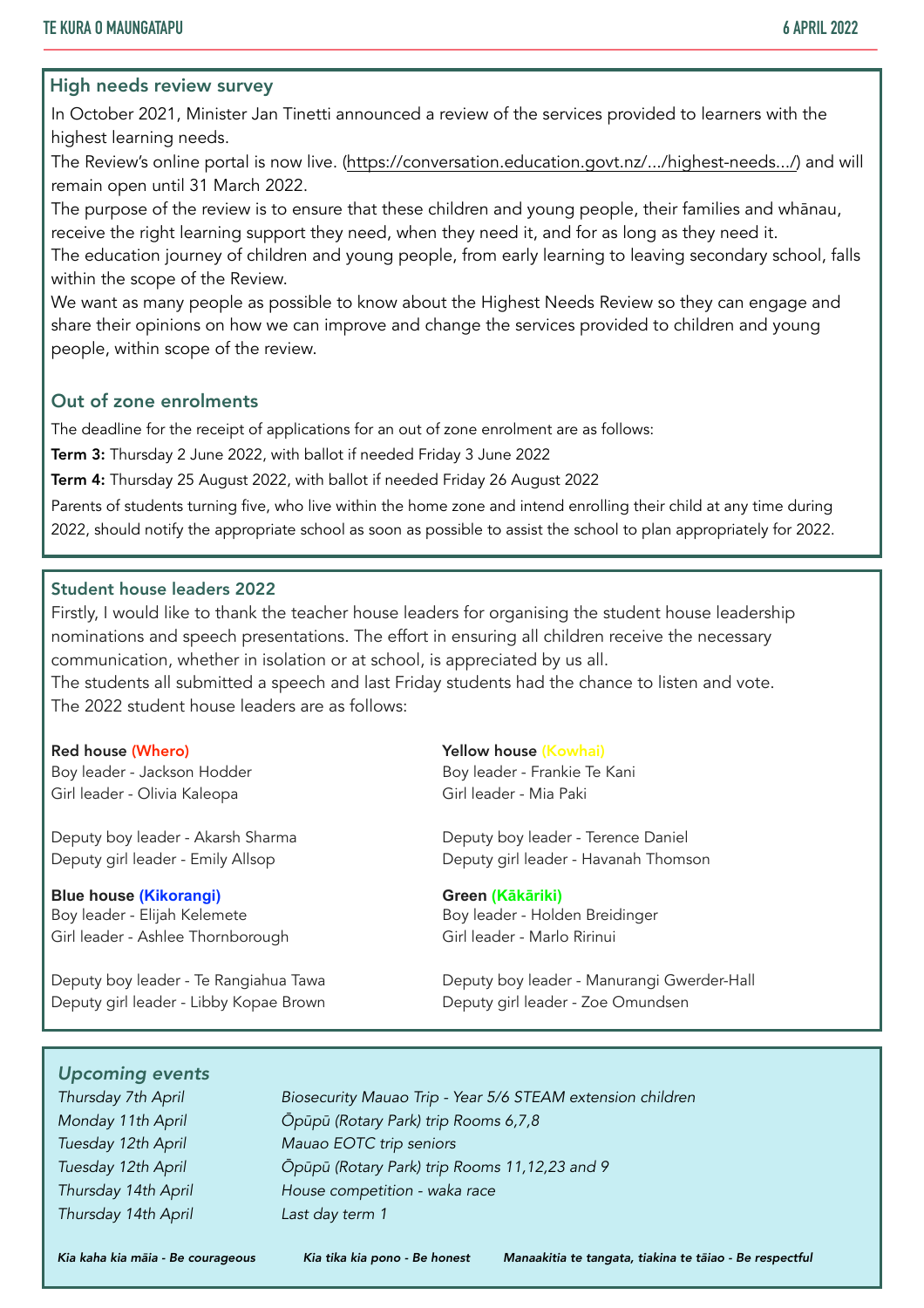## High needs review survey

In October 2021, Minister Jan Tinetti announced a review of the services provided to learners with the highest learning needs.

The Review's online portal is now live. (https://conversation.education.govt.nz/.../highest-needs.../) and will remain open until 31 March 2022.

The purpose of the review is to ensure that these children and young people, their families and whānau, receive the right learning support they need, when they need it, and for as long as they need it.

The education journey of children and young people, from early learning to leaving secondary school, falls within the scope of the Review.

We want as many people as possible to know about the Highest Needs Review so they can engage and share their opinions on how we can improve and change the services provided to children and young people, within scope of the review.

## Out of zone enrolments

The deadline for the receipt of applications for an out of zone enrolment are as follows:

**Term 3:** Thursday 2 June 2022, with ballot if needed Friday 3 June 2022

**Term 4:** Thursday 25 August 2022, with ballot if needed Friday 26 August 2022

Parents of students turning five, who live within the home zone and intend enrolling their child at any time during 2022, should notify the appropriate school as soon as possible to assist the school to plan appropriately for 2022.

## Student house leaders 2022

Firstly, I would like to thank the teacher house leaders for organising the student house leadership nominations and speech presentations. The effort in ensuring all children receive the necessary communication, whether in isolation or at school, is appreciated by us all.

The students all submitted a speech and last Friday students had the chance to listen and vote.

The 2022 student house leaders are as follows:

**Red house (Whero)**
Boy leader - Jackson Hodder
Girl leader - Olivia Kaleopa

Deputy boy leader - Akarsh Sharma
Deputy girl leader - Emily Allsop

**Blue house (Kikorangi)**
Boy leader - Elijah Kelemete
Girl leader - Ashlee Thornborough

Deputy boy leader - Te Rangiahua Tawa
Deputy girl leader - Libby Kopae Brown

**Yellow house (Kowhai)**
Boy leader - Frankie Te Kani
Girl leader - Mia Paki

Deputy boy leader - Terence Daniel
Deputy girl leader - Havanah Thomson

**Green (Kākāriki)**
Boy leader - Holden Breidinger
Girl leader - Marlo Ririnui

Deputy boy leader - Manurangi Gwerder-Hall
Deputy girl leader - Zoe Omundsen

## *Upcoming events*

| | |
|---|---|
| *Thursday 7th April* | *Biosecurity Mauao Trip - Year 5/6 STEAM extension children* |
| *Monday 11th April* | *Ōpūpū (Rotary Park) trip Rooms 6,7,8* |
| *Tuesday 12th April* | *Mauao EOTC trip seniors* |
| *Tuesday 12th April* | *Ōpūpū (Rotary Park) trip Rooms 11,12,23 and 9* |
| *Thursday 14th April* | *House competition - waka race* |
| *Thursday 14th April* | *Last day term 1* |

***Kia kaha kia māia - Be courageous*** ***Kia tika kia pono - Be honest*** ***Manaakitia te tangata, tiakina te tāiao - Be respectful***